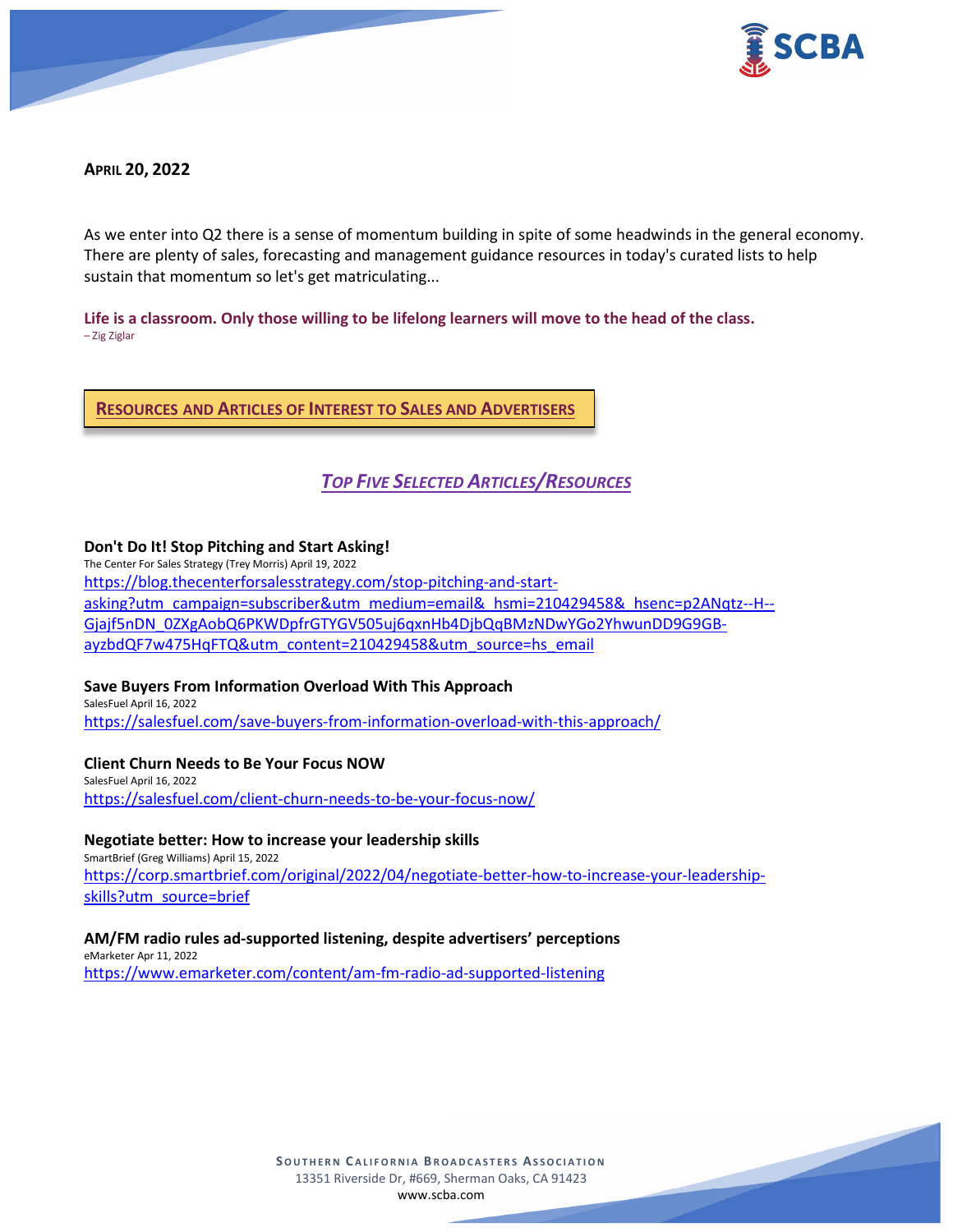**APRIL 20, 2022**

As we enter into Q2 there is a sense of momentum building in spite of some headwinds in the general economy. There are plenty of sales, forecasting and management guidance resources in today's curated lists to help sustain that momentum so let's get matriculating...

**Life is a classroom. Only those willing to be lifelong learners will move to the head of the class.**
– Zig Ziglar

## RESOURCES AND ARTICLES OF INTEREST TO SALES AND ADVERTISERS

### *TOP FIVE SELECTED ARTICLES/RESOURCES*

**Don't Do It! Stop Pitching and Start Asking!**
The Center For Sales Strategy (Trey Morris) April 19, 2022
https://blog.thecenterforsalesstrategy.com/stop-pitching-and-start-asking?utm_campaign=subscriber&utm_medium=email&_hsmi=210429458&_hsenc=p2ANqtz--H--Gjajf5nDN_0ZXgAobQ6PKWDpfrGTYGV505uj6qxnHb4DjbQqBMzNDwYGo2YhwunDD9G9GB-ayzbdQF7w475HqFTQ&utm_content=210429458&utm_source=hs_email

**Save Buyers From Information Overload With This Approach**
SalesFuel April 16, 2022
https://salesfuel.com/save-buyers-from-information-overload-with-this-approach/

**Client Churn Needs to Be Your Focus NOW**
SalesFuel April 16, 2022
https://salesfuel.com/client-churn-needs-to-be-your-focus-now/

**Negotiate better: How to increase your leadership skills**
SmartBrief (Greg Williams) April 15, 2022
https://corp.smartbrief.com/original/2022/04/negotiate-better-how-to-increase-your-leadership-skills?utm_source=brief

**AM/FM radio rules ad-supported listening, despite advertisers' perceptions**
eMarketer Apr 11, 2022
https://www.emarketer.com/content/am-fm-radio-ad-supported-listening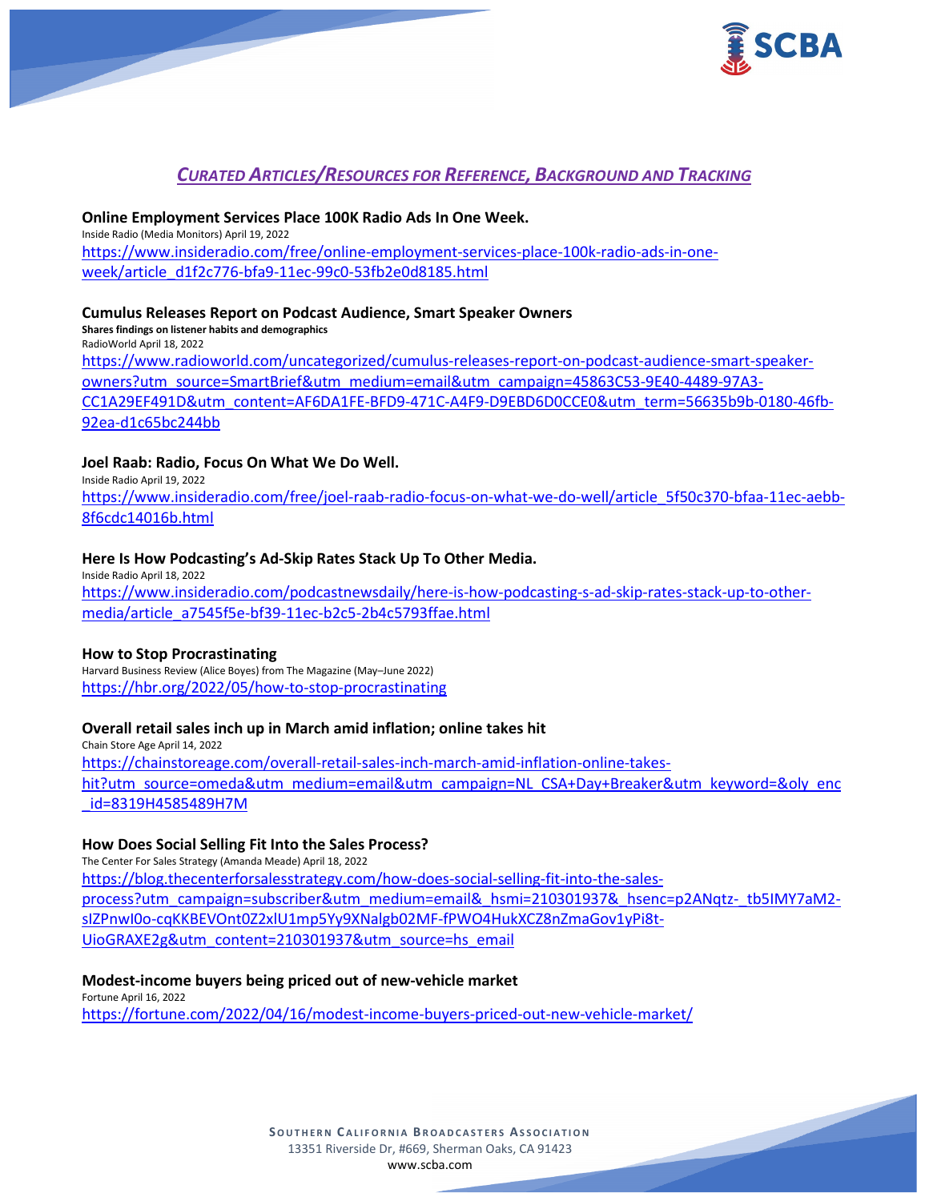## *CURATED ARTICLES/RESOURCES FOR REFERENCE, BACKGROUND AND TRACKING*

**Online Employment Services Place 100K Radio Ads In One Week.**
Inside Radio (Media Monitors) April 19, 2022
https://www.insideradio.com/free/online-employment-services-place-100k-radio-ads-in-one-week/article_d1f2c776-bfa9-11ec-99c0-53fb2e0d8185.html

**Cumulus Releases Report on Podcast Audience, Smart Speaker Owners**
**Shares findings on listener habits and demographics**
RadioWorld April 18, 2022
https://www.radioworld.com/uncategorized/cumulus-releases-report-on-podcast-audience-smart-speaker-owners?utm_source=SmartBrief&utm_medium=email&utm_campaign=45863C53-9E40-4489-97A3-CC1A29EF491D&utm_content=AF6DA1FE-BFD9-471C-A4F9-D9EBD6D0CCE0&utm_term=56635b9b-0180-46fb-92ea-d1c65bc244bb

**Joel Raab: Radio, Focus On What We Do Well.**
Inside Radio April 19, 2022
https://www.insideradio.com/free/joel-raab-radio-focus-on-what-we-do-well/article_5f50c370-bfaa-11ec-aebb-8f6cdc14016b.html

**Here Is How Podcasting's Ad-Skip Rates Stack Up To Other Media.**
Inside Radio April 18, 2022
https://www.insideradio.com/podcastnewsdaily/here-is-how-podcasting-s-ad-skip-rates-stack-up-to-other-media/article_a7545f5e-bf39-11ec-b2c5-2b4c5793ffae.html

**How to Stop Procrastinating**
Harvard Business Review (Alice Boyes) from The Magazine (May–June 2022)
https://hbr.org/2022/05/how-to-stop-procrastinating

**Overall retail sales inch up in March amid inflation; online takes hit**
Chain Store Age April 14, 2022
https://chainstoreage.com/overall-retail-sales-inch-march-amid-inflation-online-takes-hit?utm_source=omeda&utm_medium=email&utm_campaign=NL_CSA+Day+Breaker&utm_keyword=&oly_enc_id=8319H4585489H7M

**How Does Social Selling Fit Into the Sales Process?**
The Center For Sales Strategy (Amanda Meade) April 18, 2022
https://blog.thecenterforsalesstrategy.com/how-does-social-selling-fit-into-the-sales-process?utm_campaign=subscriber&utm_medium=email&_hsmi=210301937&_hsenc=p2ANqtz-_tb5IMY7aM2-sIZPnwI0o-cqKKBEVOnt0Z2xlU1mp5Yy9XNalgb02MF-fPWO4HukXCZ8nZmaGov1yPi8t-UioGRAXE2g&utm_content=210301937&utm_source=hs_email

**Modest-income buyers being priced out of new-vehicle market**
Fortune April 16, 2022
https://fortune.com/2022/04/16/modest-income-buyers-priced-out-new-vehicle-market/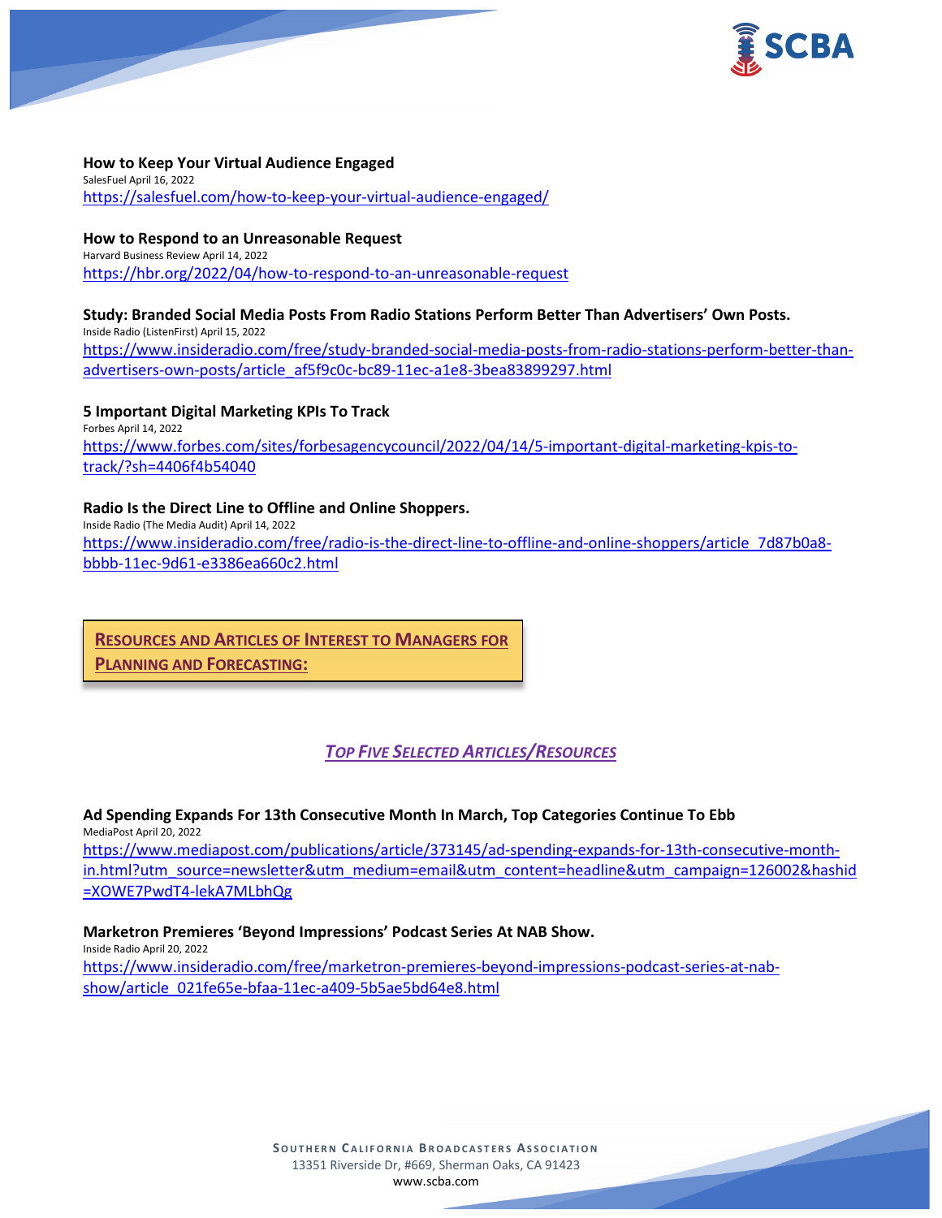**How to Keep Your Virtual Audience Engaged**
SalesFuel April 16, 2022
https://salesfuel.com/how-to-keep-your-virtual-audience-engaged/

**How to Respond to an Unreasonable Request**
Harvard Business Review April 14, 2022
https://hbr.org/2022/04/how-to-respond-to-an-unreasonable-request

**Study: Branded Social Media Posts From Radio Stations Perform Better Than Advertisers' Own Posts.**
Inside Radio (ListenFirst) April 15, 2022
https://www.insideradio.com/free/study-branded-social-media-posts-from-radio-stations-perform-better-than-advertisers-own-posts/article_af5f9c0c-bc89-11ec-a1e8-3bea83899297.html

**5 Important Digital Marketing KPIs To Track**
Forbes April 14, 2022
https://www.forbes.com/sites/forbesagencycouncil/2022/04/14/5-important-digital-marketing-kpis-to-track/?sh=4406f4b54040

**Radio Is the Direct Line to Offline and Online Shoppers.**
Inside Radio (The Media Audit) April 14, 2022
https://www.insideradio.com/free/radio-is-the-direct-line-to-offline-and-online-shoppers/article_7d87b0a8-bbbb-11ec-9d61-e3386ea660c2.html

## RESOURCES AND ARTICLES OF INTEREST TO MANAGERS FOR PLANNING AND FORECASTING:

### *TOP FIVE SELECTED ARTICLES/RESOURCES*

**Ad Spending Expands For 13th Consecutive Month In March, Top Categories Continue To Ebb**
MediaPost April 20, 2022
https://www.mediapost.com/publications/article/373145/ad-spending-expands-for-13th-consecutive-month-in.html?utm_source=newsletter&utm_medium=email&utm_content=headline&utm_campaign=126002&hashid=XOWE7PwdT4-lekA7MLbhQg

**Marketron Premieres 'Beyond Impressions' Podcast Series At NAB Show.**
Inside Radio April 20, 2022
https://www.insideradio.com/free/marketron-premieres-beyond-impressions-podcast-series-at-nab-show/article_021fe65e-bfaa-11ec-a409-5b5ae5bd64e8.html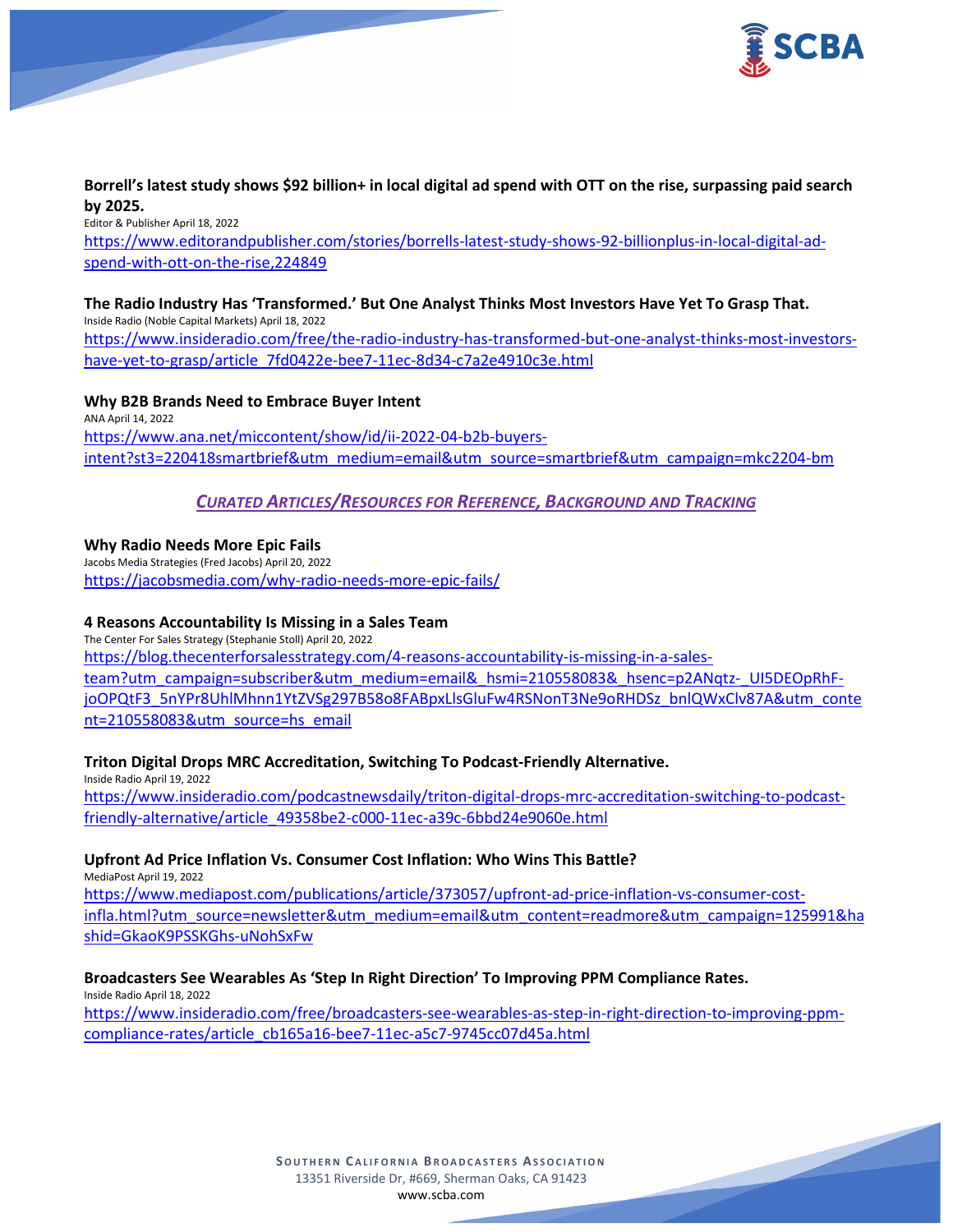**Borrell's latest study shows $92 billion+ in local digital ad spend with OTT on the rise, surpassing paid search by 2025.**
Editor & Publisher April 18, 2022
https://www.editorandpublisher.com/stories/borrells-latest-study-shows-92-billionplus-in-local-digital-ad-spend-with-ott-on-the-rise,224849

**The Radio Industry Has 'Transformed.' But One Analyst Thinks Most Investors Have Yet To Grasp That.**
Inside Radio (Noble Capital Markets) April 18, 2022
https://www.insideradio.com/free/the-radio-industry-has-transformed-but-one-analyst-thinks-most-investors-have-yet-to-grasp/article_7fd0422e-bee7-11ec-8d34-c7a2e4910c3e.html

**Why B2B Brands Need to Embrace Buyer Intent**
ANA April 14, 2022
https://www.ana.net/miccontent/show/id/ii-2022-04-b2b-buyers-intent?st3=220418smartbrief&utm_medium=email&utm_source=smartbrief&utm_campaign=mkc2204-bm

## *CURATED ARTICLES/RESOURCES FOR REFERENCE, BACKGROUND AND TRACKING*

**Why Radio Needs More Epic Fails**
Jacobs Media Strategies (Fred Jacobs) April 20, 2022
https://jacobsmedia.com/why-radio-needs-more-epic-fails/

**4 Reasons Accountability Is Missing in a Sales Team**
The Center For Sales Strategy (Stephanie Stoll) April 20, 2022
https://blog.thecenterforsalesstrategy.com/4-reasons-accountability-is-missing-in-a-sales-team?utm_campaign=subscriber&utm_medium=email&_hsmi=210558083&_hsenc=p2ANqtz-_UI5DEOpRhF-joOPQtF3_5nYPr8UhlMhnn1YtZVSg297B58o8FABpxLlsGluFw4RSNonT3Ne9oRHDSz_bnlQWxClv87A&utm_content=210558083&utm_source=hs_email

**Triton Digital Drops MRC Accreditation, Switching To Podcast-Friendly Alternative.**
Inside Radio April 19, 2022
https://www.insideradio.com/podcastnewsdaily/triton-digital-drops-mrc-accreditation-switching-to-podcast-friendly-alternative/article_49358be2-c000-11ec-a39c-6bbd24e9060e.html

**Upfront Ad Price Inflation Vs. Consumer Cost Inflation: Who Wins This Battle?**
MediaPost April 19, 2022
https://www.mediapost.com/publications/article/373057/upfront-ad-price-inflation-vs-consumer-cost-infla.html?utm_source=newsletter&utm_medium=email&utm_content=readmore&utm_campaign=125991&hashid=GkaoK9PSSKGhs-uNohSxFw

**Broadcasters See Wearables As 'Step In Right Direction' To Improving PPM Compliance Rates.**
Inside Radio April 18, 2022
https://www.insideradio.com/free/broadcasters-see-wearables-as-step-in-right-direction-to-improving-ppm-compliance-rates/article_cb165a16-bee7-11ec-a5c7-9745cc07d45a.html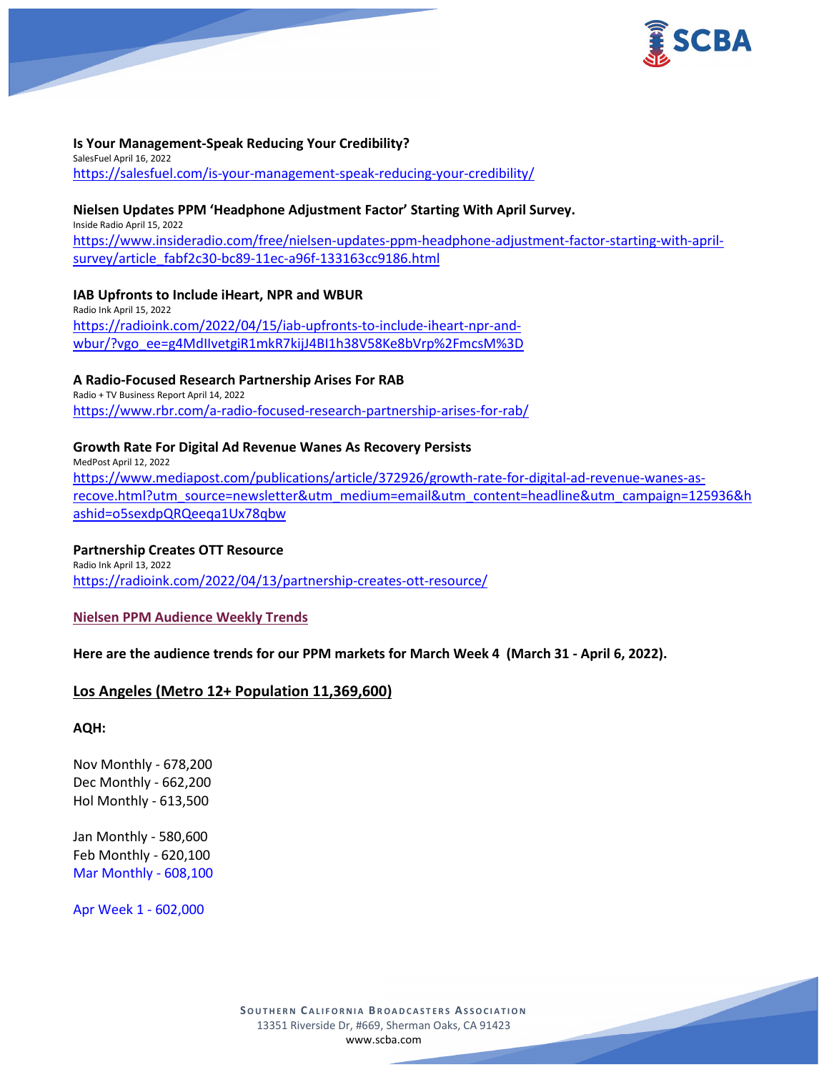**Is Your Management-Speak Reducing Your Credibility?**
SalesFuel April 16, 2022
https://salesfuel.com/is-your-management-speak-reducing-your-credibility/

**Nielsen Updates PPM 'Headphone Adjustment Factor' Starting With April Survey.**
Inside Radio April 15, 2022
https://www.insideradio.com/free/nielsen-updates-ppm-headphone-adjustment-factor-starting-with-april-survey/article_fabf2c30-bc89-11ec-a96f-133163cc9186.html

**IAB Upfronts to Include iHeart, NPR and WBUR**
Radio Ink April 15, 2022
https://radioink.com/2022/04/15/iab-upfronts-to-include-iheart-npr-and-wbur/?vgo_ee=g4MdIlvetgiR1mkR7kijJ4BI1h38V58Ke8bVrp%2FmcsM%3D

**A Radio-Focused Research Partnership Arises For RAB**
Radio + TV Business Report April 14, 2022
https://www.rbr.com/a-radio-focused-research-partnership-arises-for-rab/

**Growth Rate For Digital Ad Revenue Wanes As Recovery Persists**
MedPost April 12, 2022
https://www.mediapost.com/publications/article/372926/growth-rate-for-digital-ad-revenue-wanes-as-recove.html?utm_source=newsletter&utm_medium=email&utm_content=headline&utm_campaign=125936&hashid=o5sexdpQRQeeqa1Ux78qbw

**Partnership Creates OTT Resource**
Radio Ink April 13, 2022
https://radioink.com/2022/04/13/partnership-creates-ott-resource/

**Nielsen PPM Audience Weekly Trends**

**Here are the audience trends for our PPM markets for March Week 4 (March 31 - April 6, 2022).**

**Los Angeles (Metro 12+ Population 11,369,600)**

**AQH:**

Nov Monthly - 678,200
Dec Monthly - 662,200
Hol Monthly - 613,500

Jan Monthly - 580,600
Feb Monthly - 620,100
Mar Monthly - 608,100

Apr Week 1 - 602,000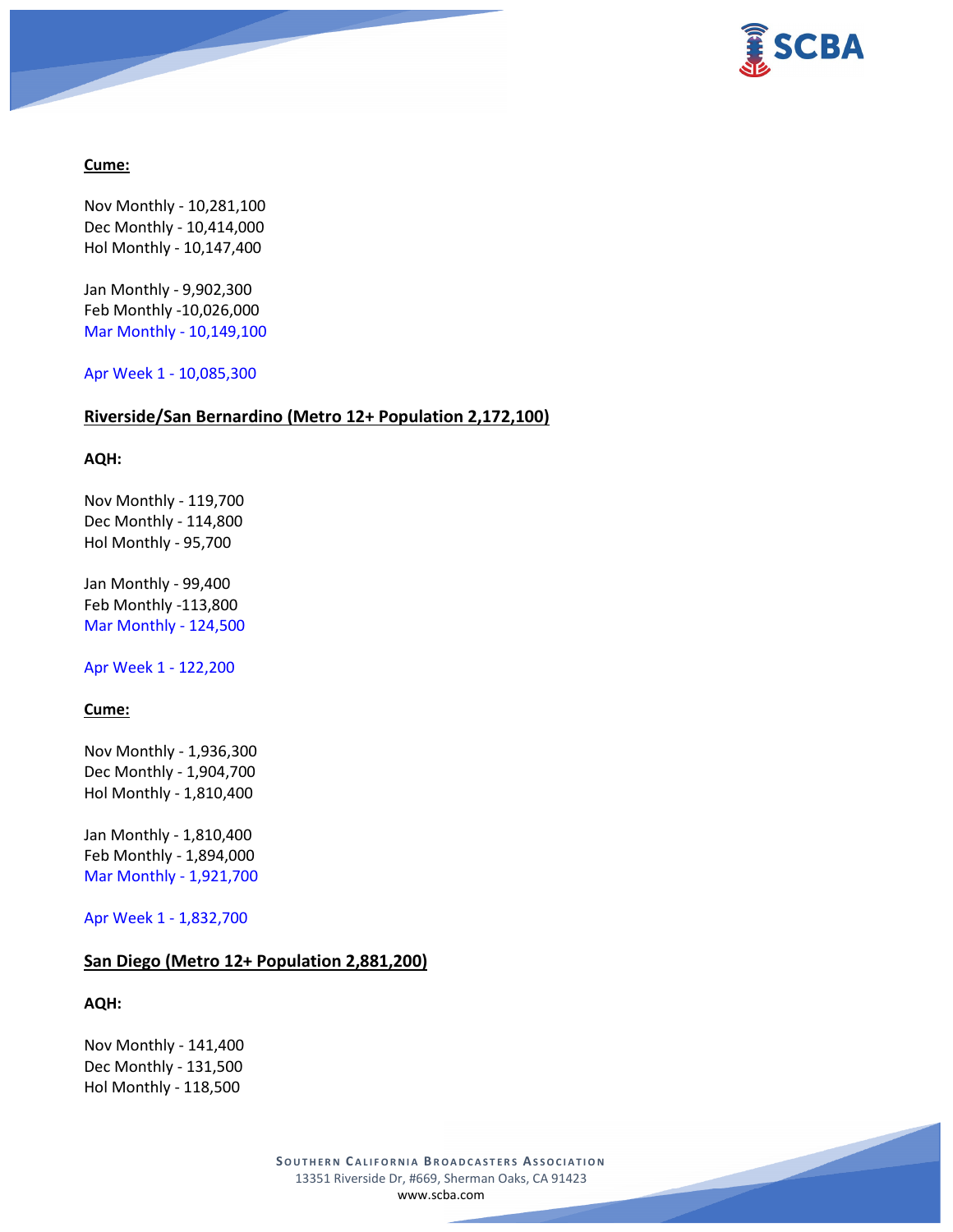**Cume:**

Nov Monthly - 10,281,100
Dec Monthly - 10,414,000
Hol Monthly - 10,147,400

Jan Monthly - 9,902,300
Feb Monthly -10,026,000
Mar Monthly - 10,149,100

Apr Week 1 - 10,085,300

## Riverside/San Bernardino (Metro 12+ Population 2,172,100)

**AQH:**

Nov Monthly - 119,700
Dec Monthly - 114,800
Hol Monthly - 95,700

Jan Monthly - 99,400
Feb Monthly -113,800
Mar Monthly - 124,500

Apr Week 1 - 122,200

**Cume:**

Nov Monthly - 1,936,300
Dec Monthly - 1,904,700
Hol Monthly - 1,810,400

Jan Monthly - 1,810,400
Feb Monthly - 1,894,000
Mar Monthly - 1,921,700

Apr Week 1 - 1,832,700

## San Diego (Metro 12+ Population 2,881,200)

**AQH:**

Nov Monthly - 141,400
Dec Monthly - 131,500
Hol Monthly - 118,500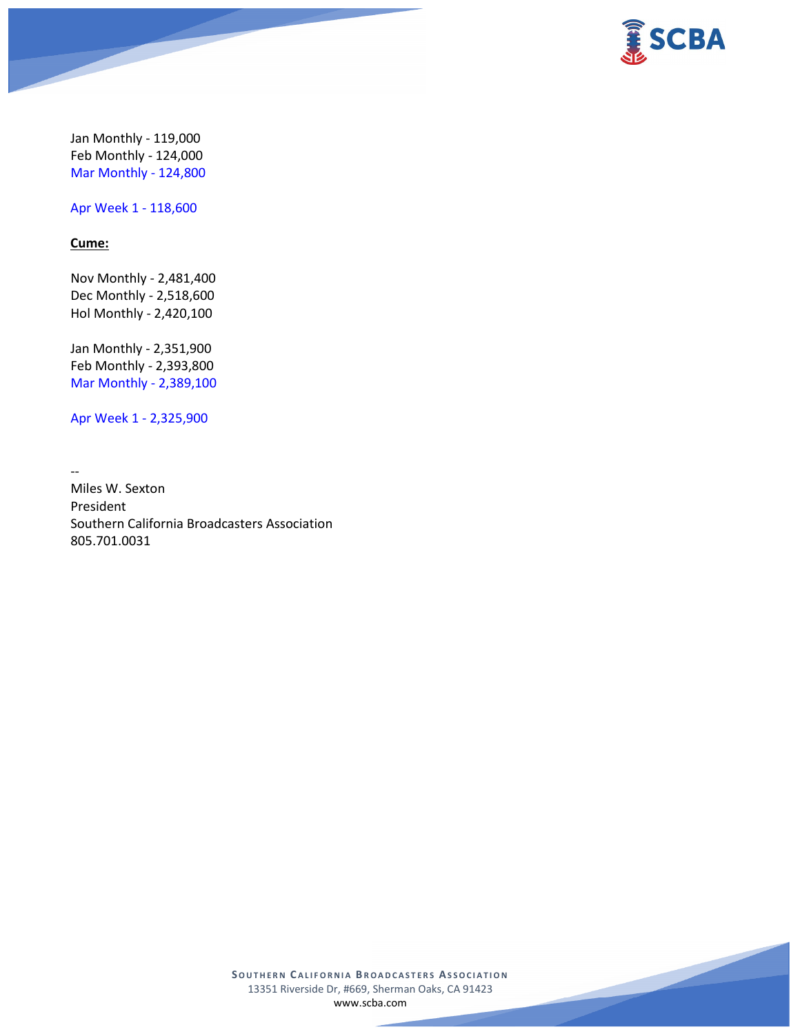Jan Monthly - 119,000
Feb Monthly - 124,000
Mar Monthly - 124,800

Apr Week 1 - 118,600

**Cume:**

Nov Monthly - 2,481,400
Dec Monthly - 2,518,600
Hol Monthly - 2,420,100

Jan Monthly - 2,351,900
Feb Monthly - 2,393,800
Mar Monthly - 2,389,100

Apr Week 1 - 2,325,900

--
Miles W. Sexton
President
Southern California Broadcasters Association
805.701.0031